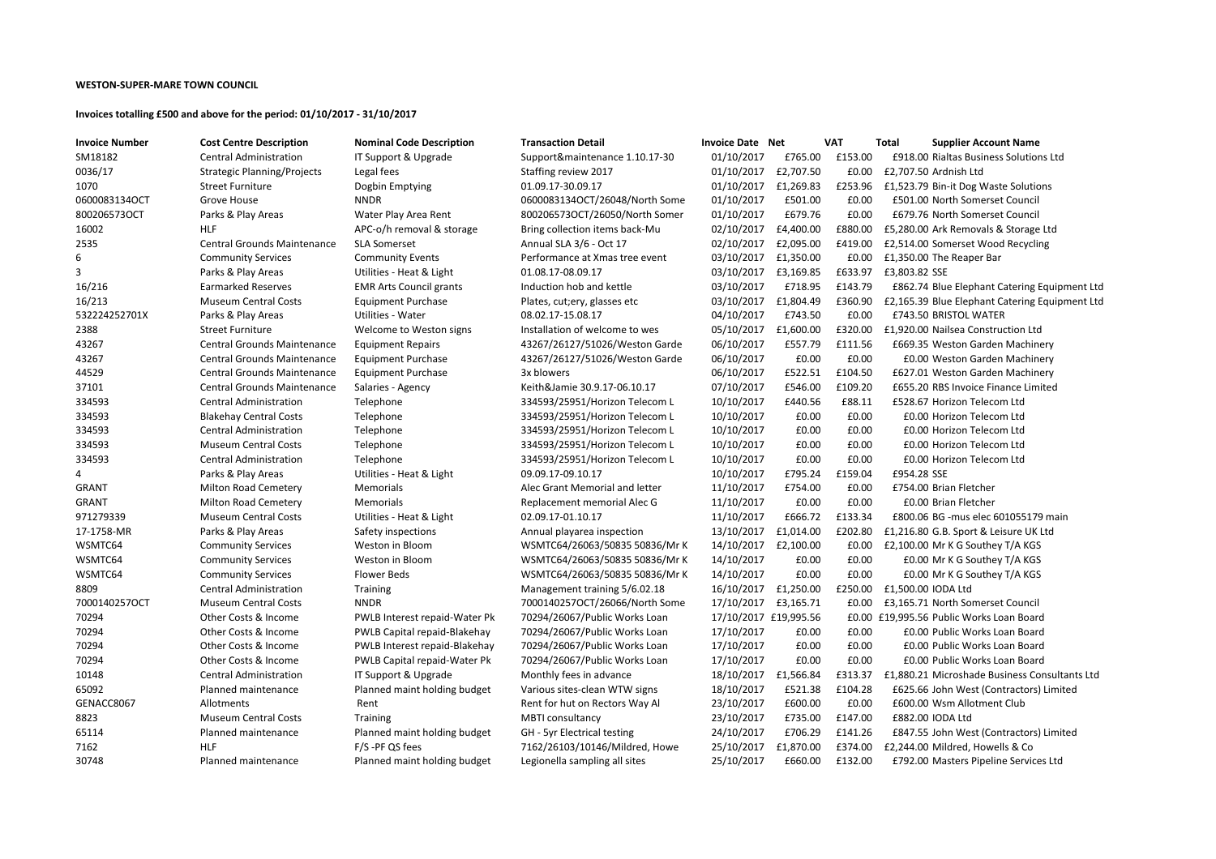**WESTON-SUPER-MARE TOWN COUNCIL**

**Invoices totalling £500 and above for the period: 01/10/2017 - 31/10/2017**

| Invoice Number | Cost Centre Description | Nominal Code Description | Transaction Detail | Invoice Date | Net | VAT | Total | Supplier Account Name |
|---|---|---|---|---|---|---|---|---|
| SM18182 | Central Administration | IT Support & Upgrade | Support&maintenance 1.10.17-30 | 01/10/2017 | £765.00 | £153.00 | £918.00 | Rialtas Business Solutions Ltd |
| 0036/17 | Strategic Planning/Projects | Legal fees | Staffing review 2017 | 01/10/2017 | £2,707.50 | £0.00 | £2,707.50 | Ardnish Ltd |
| 1070 | Street Furniture | Dogbin Emptying | 01.09.17-30.09.17 | 01/10/2017 | £1,269.83 | £253.96 | £1,523.79 | Bin-it Dog Waste Solutions |
| 0600083134OCT | Grove House | NNDR | 0600083134OCT/26048/North Some | 01/10/2017 | £501.00 | £0.00 | £501.00 | North Somerset Council |
| 800206573OCT | Parks & Play Areas | Water Play Area Rent | 800206573OCT/26050/North Somer | 01/10/2017 | £679.76 | £0.00 | £679.76 | North Somerset Council |
| 16002 | HLF | APC-o/h removal & storage | Bring collection items back-Mu | 02/10/2017 | £4,400.00 | £880.00 | £5,280.00 | Ark Removals & Storage Ltd |
| 2535 | Central Grounds Maintenance | SLA Somerset | Annual SLA 3/6 - Oct 17 | 02/10/2017 | £2,095.00 | £419.00 | £2,514.00 | Somerset Wood Recycling |
| 6 | Community Services | Community Events | Performance at Xmas tree event | 03/10/2017 | £1,350.00 | £0.00 | £1,350.00 | The Reaper Bar |
| 3 | Parks & Play Areas | Utilities - Heat & Light | 01.08.17-08.09.17 | 03/10/2017 | £3,169.85 | £633.97 | £3,803.82 | SSE |
| 16/216 | Earmarked Reserves | EMR Arts Council grants | Induction hob and kettle | 03/10/2017 | £718.95 | £143.79 | £862.74 | Blue Elephant Catering Equipment Ltd |
| 16/213 | Museum Central Costs | Equipment Purchase | Plates, cut;ery, glasses etc | 03/10/2017 | £1,804.49 | £360.90 | £2,165.39 | Blue Elephant Catering Equipment Ltd |
| 532224252701X | Parks & Play Areas | Utilities - Water | 08.02.17-15.08.17 | 04/10/2017 | £743.50 | £0.00 | £743.50 | BRISTOL WATER |
| 2388 | Street Furniture | Welcome to Weston signs | Installation of welcome to wes | 05/10/2017 | £1,600.00 | £320.00 | £1,920.00 | Nailsea Construction Ltd |
| 43267 | Central Grounds Maintenance | Equipment Repairs | 43267/26127/51026/Weston Garde | 06/10/2017 | £557.79 | £111.56 | £669.35 | Weston Garden Machinery |
| 43267 | Central Grounds Maintenance | Equipment Purchase | 43267/26127/51026/Weston Garde | 06/10/2017 | £0.00 | £0.00 | £0.00 | Weston Garden Machinery |
| 44529 | Central Grounds Maintenance | Equipment Purchase | 3x blowers | 06/10/2017 | £522.51 | £104.50 | £627.01 | Weston Garden Machinery |
| 37101 | Central Grounds Maintenance | Salaries - Agency | Keith&Jamie 30.9.17-06.10.17 | 07/10/2017 | £546.00 | £109.20 | £655.20 | RBS Invoice Finance Limited |
| 334593 | Central Administration | Telephone | 334593/25951/Horizon Telecom L | 10/10/2017 | £440.56 | £88.11 | £528.67 | Horizon Telecom Ltd |
| 334593 | Blakehay Central Costs | Telephone | 334593/25951/Horizon Telecom L | 10/10/2017 | £0.00 | £0.00 | £0.00 | Horizon Telecom Ltd |
| 334593 | Central Administration | Telephone | 334593/25951/Horizon Telecom L | 10/10/2017 | £0.00 | £0.00 | £0.00 | Horizon Telecom Ltd |
| 334593 | Museum Central Costs | Telephone | 334593/25951/Horizon Telecom L | 10/10/2017 | £0.00 | £0.00 | £0.00 | Horizon Telecom Ltd |
| 334593 | Central Administration | Telephone | 334593/25951/Horizon Telecom L | 10/10/2017 | £0.00 | £0.00 | £0.00 | Horizon Telecom Ltd |
| 4 | Parks & Play Areas | Utilities - Heat & Light | 09.09.17-09.10.17 | 10/10/2017 | £795.24 | £159.04 | £954.28 | SSE |
| GRANT | Milton Road Cemetery | Memorials | Alec Grant Memorial and letter | 11/10/2017 | £754.00 | £0.00 | £754.00 | Brian Fletcher |
| GRANT | Milton Road Cemetery | Memorials | Replacement memorial Alec G | 11/10/2017 | £0.00 | £0.00 | £0.00 | Brian Fletcher |
| 971279339 | Museum Central Costs | Utilities - Heat & Light | 02.09.17-01.10.17 | 11/10/2017 | £666.72 | £133.34 | £800.06 | BG -mus elec 601055179 main |
| 17-1758-MR | Parks & Play Areas | Safety inspections | Annual playarea inspection | 13/10/2017 | £1,014.00 | £202.80 | £1,216.80 | G.B. Sport & Leisure UK Ltd |
| WSMTC64 | Community Services | Weston in Bloom | WSMTC64/26063/50835 50836/Mr K | 14/10/2017 | £2,100.00 | £0.00 | £2,100.00 | Mr K G Southey T/A KGS |
| WSMTC64 | Community Services | Weston in Bloom | WSMTC64/26063/50835 50836/Mr K | 14/10/2017 | £0.00 | £0.00 | £0.00 | Mr K G Southey T/A KGS |
| WSMTC64 | Community Services | Flower Beds | WSMTC64/26063/50835 50836/Mr K | 14/10/2017 | £0.00 | £0.00 | £0.00 | Mr K G Southey T/A KGS |
| 8809 | Central Administration | Training | Management training 5/6.02.18 | 16/10/2017 | £1,250.00 | £250.00 | £1,500.00 | IODA Ltd |
| 7000140257OCT | Museum Central Costs | NNDR | 7000140257OCT/26066/North Some | 17/10/2017 | £3,165.71 | £0.00 | £3,165.71 | North Somerset Council |
| 70294 | Other Costs & Income | PWLB Interest repaid-Water Pk | 70294/26067/Public Works Loan | 17/10/2017 | £19,995.56 | £0.00 | £19,995.56 | Public Works Loan Board |
| 70294 | Other Costs & Income | PWLB Capital repaid-Blakehay | 70294/26067/Public Works Loan | 17/10/2017 | £0.00 | £0.00 | £0.00 | Public Works Loan Board |
| 70294 | Other Costs & Income | PWLB Interest repaid-Blakehay | 70294/26067/Public Works Loan | 17/10/2017 | £0.00 | £0.00 | £0.00 | Public Works Loan Board |
| 70294 | Other Costs & Income | PWLB Capital repaid-Water Pk | 70294/26067/Public Works Loan | 17/10/2017 | £0.00 | £0.00 | £0.00 | Public Works Loan Board |
| 10148 | Central Administration | IT Support & Upgrade | Monthly fees in advance | 18/10/2017 | £1,566.84 | £313.37 | £1,880.21 | Microshade Business Consultants Ltd |
| 65092 | Planned maintenance | Planned maint holding budget | Various sites-clean WTW signs | 18/10/2017 | £521.38 | £104.28 | £625.66 | John West (Contractors) Limited |
| GENACC8067 | Allotments | Rent | Rent for hut on Rectors Way Al | 23/10/2017 | £600.00 | £0.00 | £600.00 | Wsm Allotment Club |
| 8823 | Museum Central Costs | Training | MBTI consultancy | 23/10/2017 | £735.00 | £147.00 | £882.00 | IODA Ltd |
| 65114 | Planned maintenance | Planned maint holding budget | GH - 5yr Electrical testing | 24/10/2017 | £706.29 | £141.26 | £847.55 | John West (Contractors) Limited |
| 7162 | HLF | F/S -PF QS fees | 7162/26103/10146/Mildred, Howe | 25/10/2017 | £1,870.00 | £374.00 | £2,244.00 | Mildred, Howells & Co |
| 30748 | Planned maintenance | Planned maint holding budget | Legionella sampling all sites | 25/10/2017 | £660.00 | £132.00 | £792.00 | Masters Pipeline Services Ltd |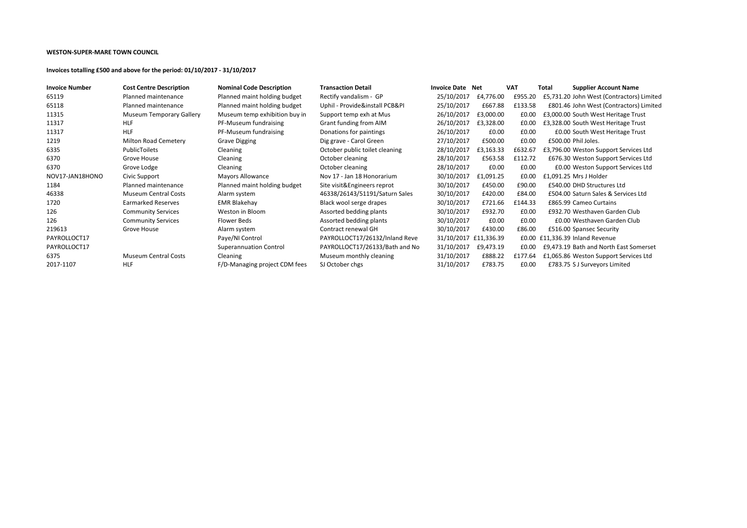**WESTON-SUPER-MARE TOWN COUNCIL**

**Invoices totalling £500 and above for the period: 01/10/2017 - 31/10/2017**

| Invoice Number | Cost Centre Description | Nominal Code Description | Transaction Detail | Invoice Date | Net | VAT | Total | Supplier Account Name |
|---|---|---|---|---|---|---|---|---|
| 65119 | Planned maintenance | Planned maint holding budget | Rectify vandalism - GP | 25/10/2017 | £4,776.00 | £955.20 | £5,731.20 | John West (Contractors) Limited |
| 65118 | Planned maintenance | Planned maint holding budget | Uphil - Provide&install PCB&PI | 25/10/2017 | £667.88 | £133.58 | £801.46 | John West (Contractors) Limited |
| 11315 | Museum Temporary Gallery | Museum temp exhibition buy in | Support temp exh at Mus | 26/10/2017 | £3,000.00 | £0.00 | £3,000.00 | South West Heritage Trust |
| 11317 | HLF | PF-Museum fundraising | Grant funding from AIM | 26/10/2017 | £3,328.00 | £0.00 | £3,328.00 | South West Heritage Trust |
| 11317 | HLF | PF-Museum fundraising | Donations for paintings | 26/10/2017 | £0.00 | £0.00 | £0.00 | South West Heritage Trust |
| 1219 | Milton Road Cemetery | Grave Digging | Dig grave - Carol Green | 27/10/2017 | £500.00 | £0.00 | £500.00 | Phil Joles. |
| 6335 | PublicToilets | Cleaning | October public toilet cleaning | 28/10/2017 | £3,163.33 | £632.67 | £3,796.00 | Weston Support Services Ltd |
| 6370 | Grove House | Cleaning | October cleaning | 28/10/2017 | £563.58 | £112.72 | £676.30 | Weston Support Services Ltd |
| 6370 | Grove Lodge | Cleaning | October cleaning | 28/10/2017 | £0.00 | £0.00 | £0.00 | Weston Support Services Ltd |
| NOV17-JAN18HONO | Civic Support | Mayors Allowance | Nov 17 - Jan 18 Honorarium | 30/10/2017 | £1,091.25 | £0.00 | £1,091.25 | Mrs J Holder |
| 1184 | Planned maintenance | Planned maint holding budget | Site visit&Engineers reprot | 30/10/2017 | £450.00 | £90.00 | £540.00 | DHD Structures Ltd |
| 46338 | Museum Central Costs | Alarm system | 46338/26143/51191/Saturn Sales | 30/10/2017 | £420.00 | £84.00 | £504.00 | Saturn Sales & Services Ltd |
| 1720 | Earmarked Reserves | EMR Blakehay | Black wool serge drapes | 30/10/2017 | £721.66 | £144.33 | £865.99 | Cameo Curtains |
| 126 | Community Services | Weston in Bloom | Assorted bedding plants | 30/10/2017 | £932.70 | £0.00 | £932.70 | Westhaven Garden Club |
| 126 | Community Services | Flower Beds | Assorted bedding plants | 30/10/2017 | £0.00 | £0.00 | £0.00 | Westhaven Garden Club |
| 219613 | Grove House | Alarm system | Contract renewal GH | 30/10/2017 | £430.00 | £86.00 | £516.00 | Spansec Security |
| PAYROLLOCT17 | | Paye/NI Control | PAYROLLOCT17/26132/Inland Reve | 31/10/2017 | £11,336.39 | £0.00 | £11,336.39 | Inland Revenue |
| PAYROLLOCT17 | | Superannuation Control | PAYROLLOCT17/26133/Bath and No | 31/10/2017 | £9,473.19 | £0.00 | £9,473.19 | Bath and North East Somerset |
| 6375 | Museum Central Costs | Cleaning | Museum monthly cleaning | 31/10/2017 | £888.22 | £177.64 | £1,065.86 | Weston Support Services Ltd |
| 2017-1107 | HLF | F/D-Managing project CDM fees | SJ October chgs | 31/10/2017 | £783.75 | £0.00 | £783.75 | S J Surveyors Limited |